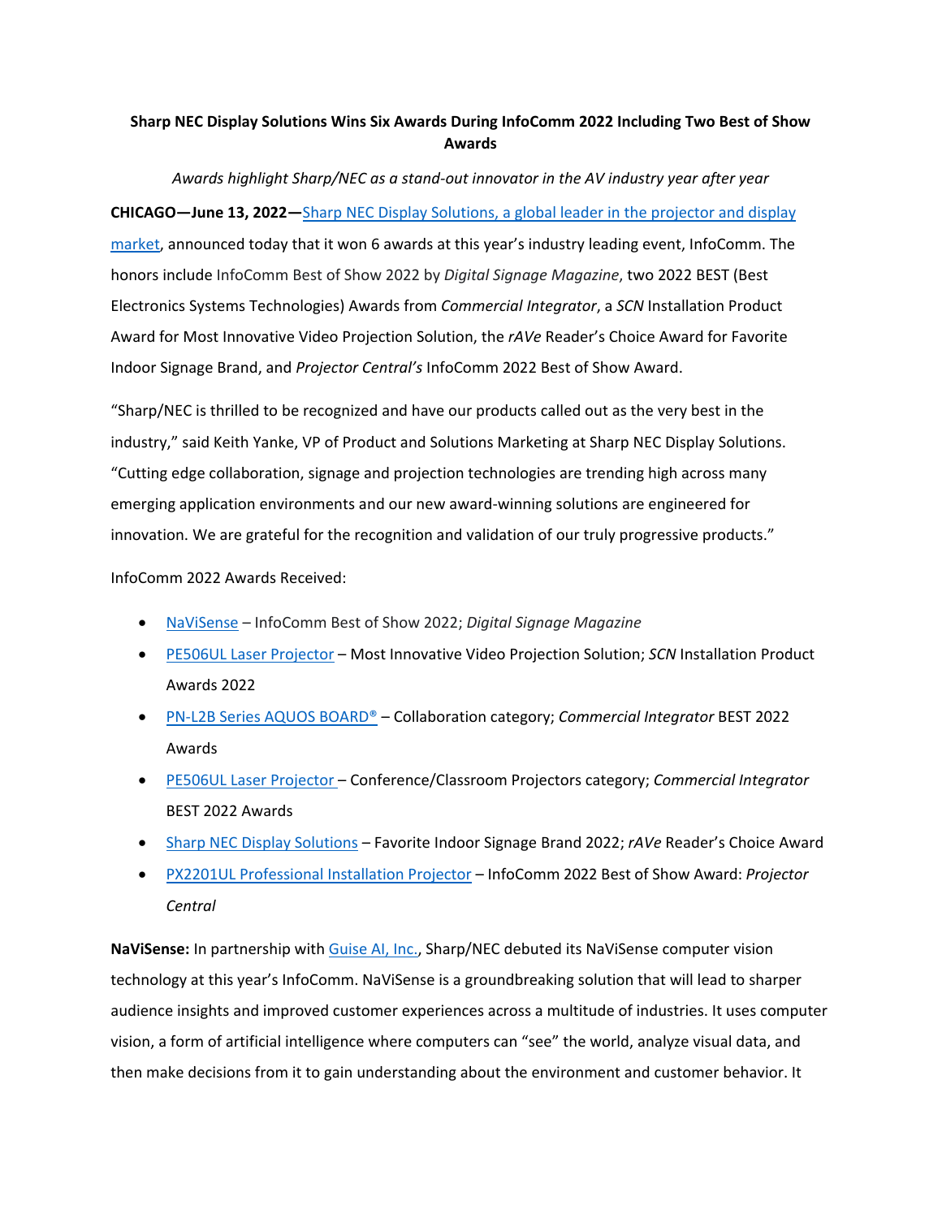# Sharp NEC Display Solutions Wins Six Awards During InfoComm 2022 Including Two Best of Show Awards

*Awards highlight Sharp/NEC as a stand-out innovator in the AV industry year after year*

**CHICAGO—June 13, 2022—**Sharp NEC Display Solutions, a global leader in the projector and display market, announced today that it won 6 awards at this year's industry leading event, InfoComm. The honors include InfoComm Best of Show 2022 by *Digital Signage Magazine*, two 2022 BEST (Best Electronics Systems Technologies) Awards from *Commercial Integrator*, a *SCN* Installation Product Award for Most Innovative Video Projection Solution, the *rAVe* Reader's Choice Award for Favorite Indoor Signage Brand, and *Projector Central's* InfoComm 2022 Best of Show Award.

"Sharp/NEC is thrilled to be recognized and have our products called out as the very best in the industry," said Keith Yanke, VP of Product and Solutions Marketing at Sharp NEC Display Solutions. "Cutting edge collaboration, signage and projection technologies are trending high across many emerging application environments and our new award-winning solutions are engineered for innovation. We are grateful for the recognition and validation of our truly progressive products."

InfoComm 2022 Awards Received:

- NaViSense – InfoComm Best of Show 2022; *Digital Signage Magazine*
- PE506UL Laser Projector – Most Innovative Video Projection Solution; *SCN* Installation Product Awards 2022
- PN-L2B Series AQUOS BOARD® – Collaboration category; *Commercial Integrator* BEST 2022 Awards
- PE506UL Laser Projector – Conference/Classroom Projectors category; *Commercial Integrator* BEST 2022 Awards
- Sharp NEC Display Solutions – Favorite Indoor Signage Brand 2022; *rAVe* Reader's Choice Award
- PX2201UL Professional Installation Projector – InfoComm 2022 Best of Show Award: *Projector Central*

**NaViSense:** In partnership with Guise AI, Inc., Sharp/NEC debuted its NaViSense computer vision technology at this year's InfoComm. NaViSense is a groundbreaking solution that will lead to sharper audience insights and improved customer experiences across a multitude of industries. It uses computer vision, a form of artificial intelligence where computers can "see" the world, analyze visual data, and then make decisions from it to gain understanding about the environment and customer behavior. It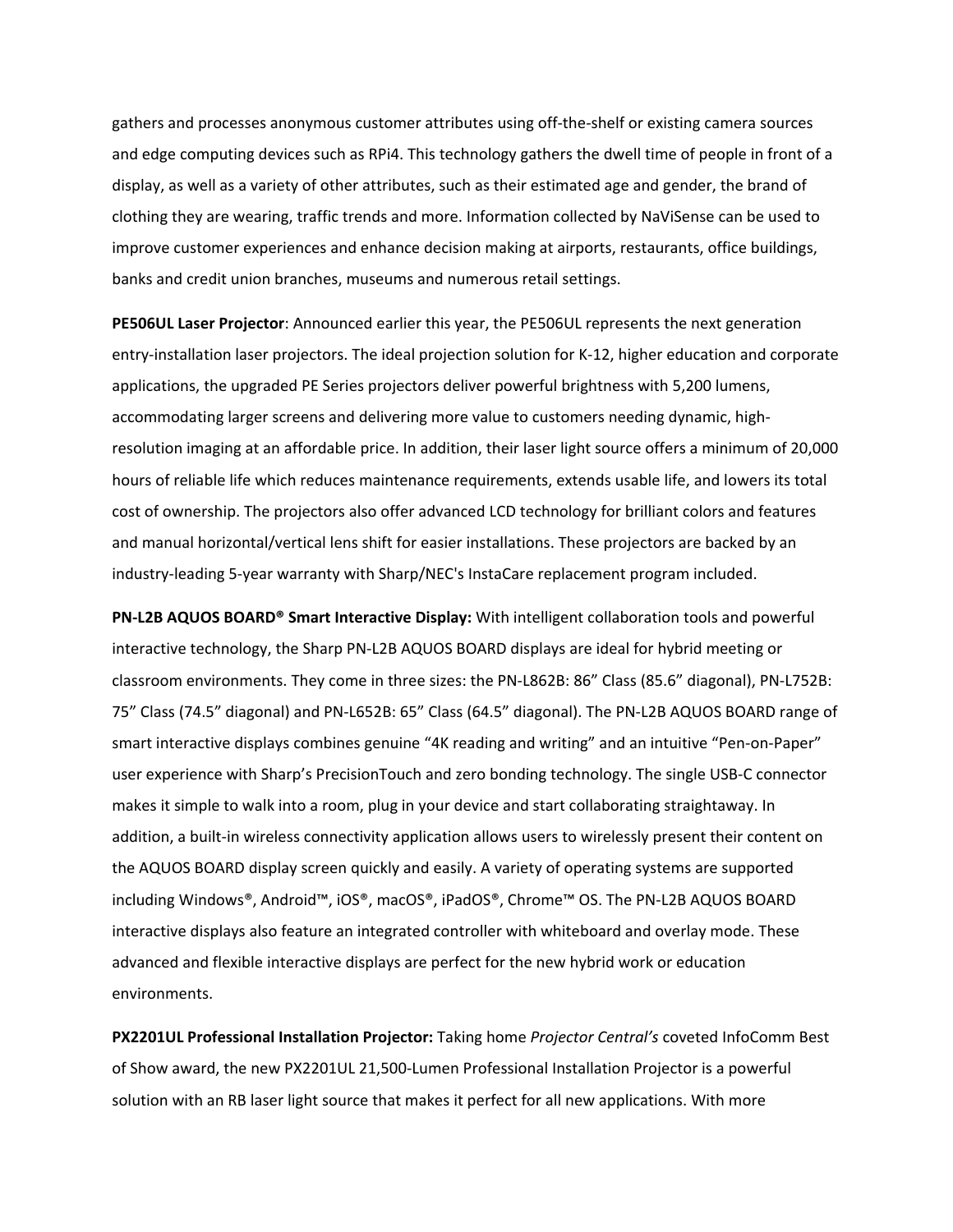gathers and processes anonymous customer attributes using off-the-shelf or existing camera sources and edge computing devices such as RPi4. This technology gathers the dwell time of people in front of a display, as well as a variety of other attributes, such as their estimated age and gender, the brand of clothing they are wearing, traffic trends and more. Information collected by NaViSense can be used to improve customer experiences and enhance decision making at airports, restaurants, office buildings, banks and credit union branches, museums and numerous retail settings.

**PE506UL Laser Projector**: Announced earlier this year, the PE506UL represents the next generation entry-installation laser projectors. The ideal projection solution for K-12, higher education and corporate applications, the upgraded PE Series projectors deliver powerful brightness with 5,200 lumens, accommodating larger screens and delivering more value to customers needing dynamic, high-resolution imaging at an affordable price. In addition, their laser light source offers a minimum of 20,000 hours of reliable life which reduces maintenance requirements, extends usable life, and lowers its total cost of ownership. The projectors also offer advanced LCD technology for brilliant colors and features and manual horizontal/vertical lens shift for easier installations. These projectors are backed by an industry-leading 5-year warranty with Sharp/NEC's InstaCare replacement program included.

**PN-L2B AQUOS BOARD® Smart Interactive Display:** With intelligent collaboration tools and powerful interactive technology, the Sharp PN-L2B AQUOS BOARD displays are ideal for hybrid meeting or classroom environments. They come in three sizes: the PN-L862B: 86" Class (85.6" diagonal), PN-L752B: 75" Class (74.5" diagonal) and PN-L652B: 65" Class (64.5" diagonal). The PN-L2B AQUOS BOARD range of smart interactive displays combines genuine "4K reading and writing" and an intuitive "Pen-on-Paper" user experience with Sharp's PrecisionTouch and zero bonding technology. The single USB-C connector makes it simple to walk into a room, plug in your device and start collaborating straightaway. In addition, a built-in wireless connectivity application allows users to wirelessly present their content on the AQUOS BOARD display screen quickly and easily. A variety of operating systems are supported including Windows®, Android™, iOS®, macOS®, iPadOS®, Chrome™ OS. The PN-L2B AQUOS BOARD interactive displays also feature an integrated controller with whiteboard and overlay mode. These advanced and flexible interactive displays are perfect for the new hybrid work or education environments.

**PX2201UL Professional Installation Projector:** Taking home *Projector Central's* coveted InfoComm Best of Show award, the new PX2201UL 21,500-Lumen Professional Installation Projector is a powerful solution with an RB laser light source that makes it perfect for all new applications. With more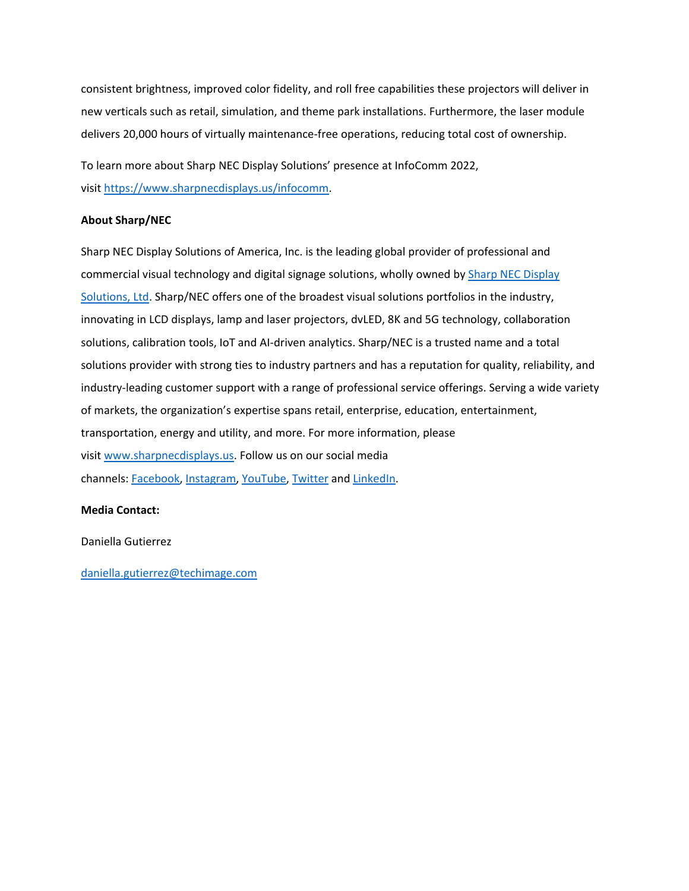consistent brightness, improved color fidelity, and roll free capabilities these projectors will deliver in new verticals such as retail, simulation, and theme park installations. Furthermore, the laser module delivers 20,000 hours of virtually maintenance-free operations, reducing total cost of ownership.

To learn more about Sharp NEC Display Solutions' presence at InfoComm 2022, visit [https://www.sharpnecdisplays.us/infocomm](https://www.sharpnecdisplays.us/infocomm).

**About Sharp/NEC**

Sharp NEC Display Solutions of America, Inc. is the leading global provider of professional and commercial visual technology and digital signage solutions, wholly owned by Sharp NEC Display Solutions, Ltd. Sharp/NEC offers one of the broadest visual solutions portfolios in the industry, innovating in LCD displays, lamp and laser projectors, dvLED, 8K and 5G technology, collaboration solutions, calibration tools, IoT and AI-driven analytics. Sharp/NEC is a trusted name and a total solutions provider with strong ties to industry partners and has a reputation for quality, reliability, and industry-leading customer support with a range of professional service offerings. Serving a wide variety of markets, the organization's expertise spans retail, enterprise, education, entertainment, transportation, energy and utility, and more. For more information, please visit [www.sharpnecdisplays.us](www.sharpnecdisplays.us). Follow us on our social media channels: Facebook, Instagram, YouTube, Twitter and LinkedIn.

**Media Contact:**

Daniella Gutierrez

daniella.gutierrez@techimage.com